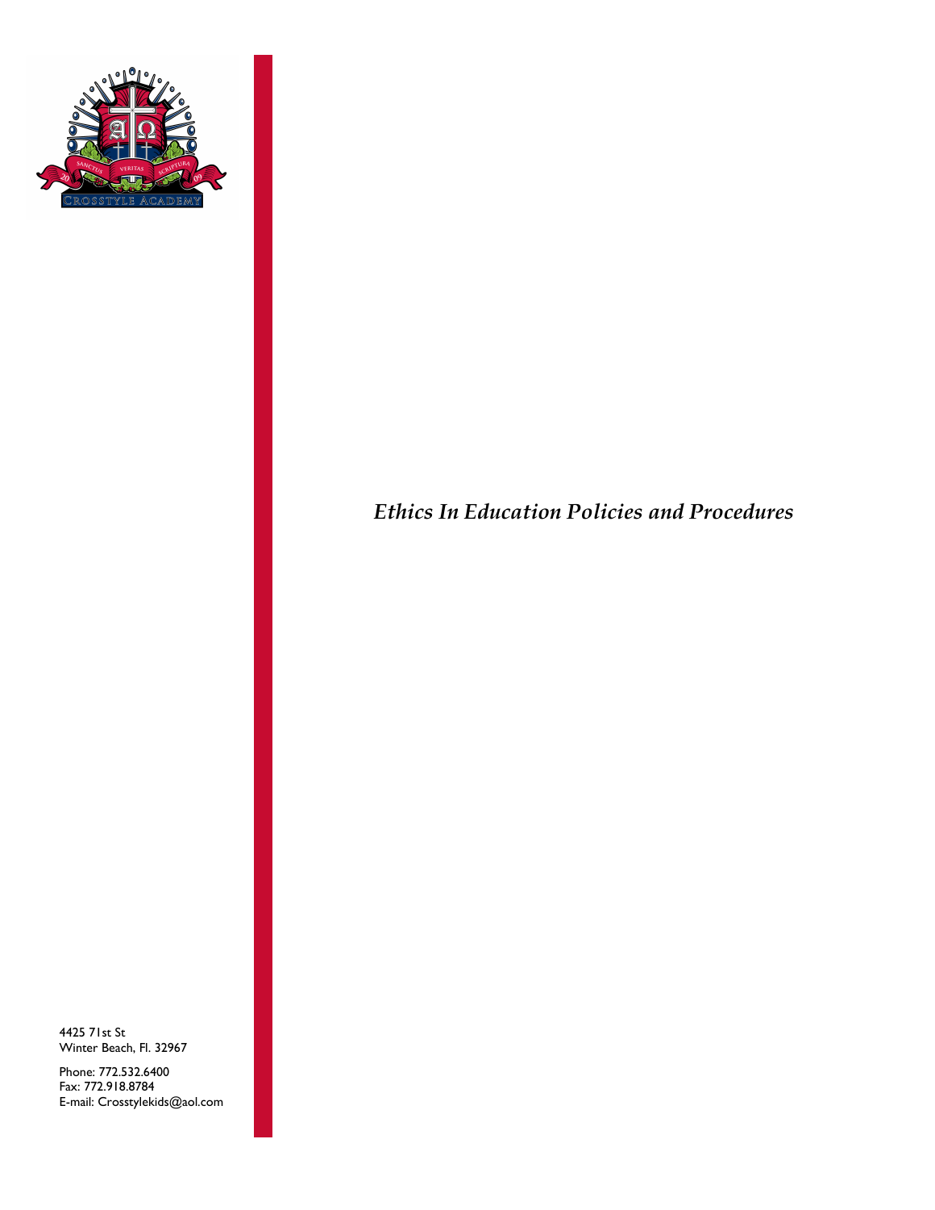*Ethics In Education Policies and Procedures*

4425 71st St
Winter Beach, Fl. 32967

Phone: 772.532.6400
Fax: 772.918.8784
E-mail: Crosstylekids@aol.com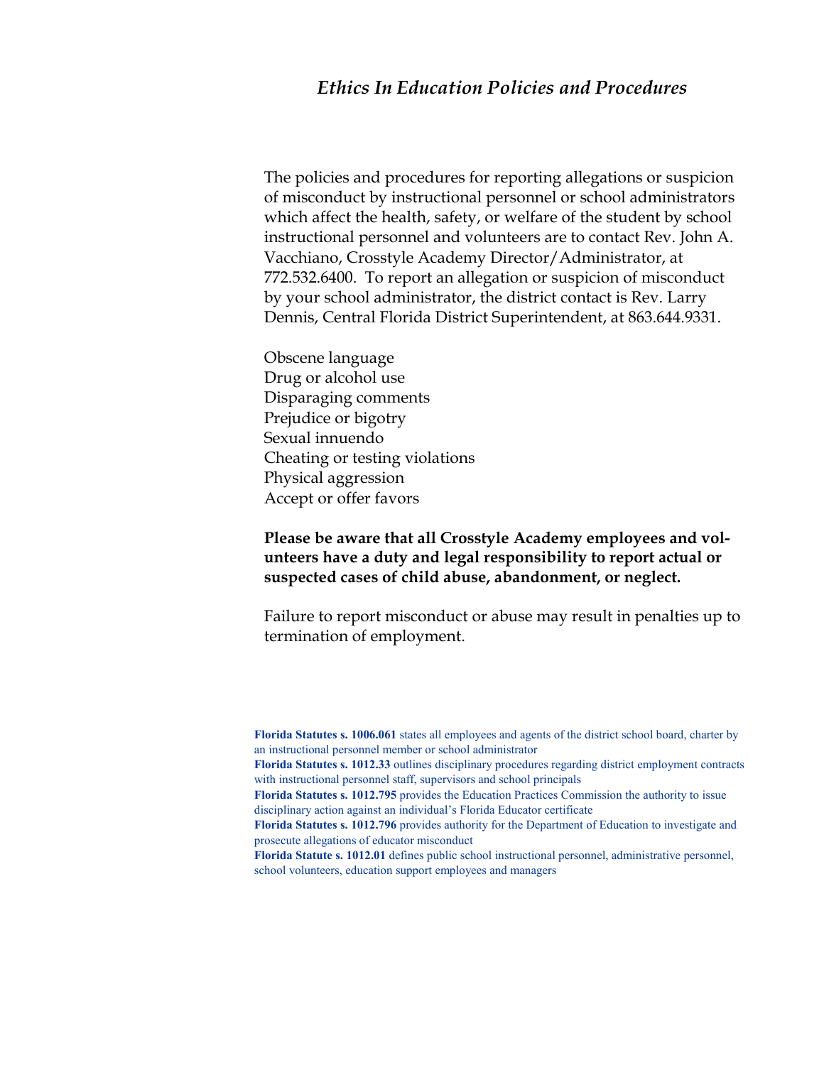# *Ethics In Education Policies and Procedures*

The policies and procedures for reporting allegations or suspicion of misconduct by instructional personnel or school administrators which affect the health, safety, or welfare of the student by school instructional personnel and volunteers are to contact Rev. John A. Vacchiano, Crosstyle Academy Director/Administrator, at 772.532.6400. To report an allegation or suspicion of misconduct by your school administrator, the district contact is Rev. Larry Dennis, Central Florida District Superintendent, at 863.644.9331.

Obscene language
Drug or alcohol use
Disparaging comments
Prejudice or bigotry
Sexual innuendo
Cheating or testing violations
Physical aggression
Accept or offer favors

**Please be aware that all Crosstyle Academy employees and volunteers have a duty and legal responsibility to report actual or suspected cases of child abuse, abandonment, or neglect.**

Failure to report misconduct or abuse may result in penalties up to termination of employment.

**Florida Statutes s. 1006.061** states all employees and agents of the district school board, charter by an instructional personnel member or school administrator

**Florida Statutes s. 1012.33** outlines disciplinary procedures regarding district employment contracts with instructional personnel staff, supervisors and school principals

**Florida Statutes s. 1012.795** provides the Education Practices Commission the authority to issue disciplinary action against an individual's Florida Educator certificate

**Florida Statutes s. 1012.796** provides authority for the Department of Education to investigate and prosecute allegations of educator misconduct

**Florida Statute s. 1012.01** defines public school instructional personnel, administrative personnel, school volunteers, education support employees and managers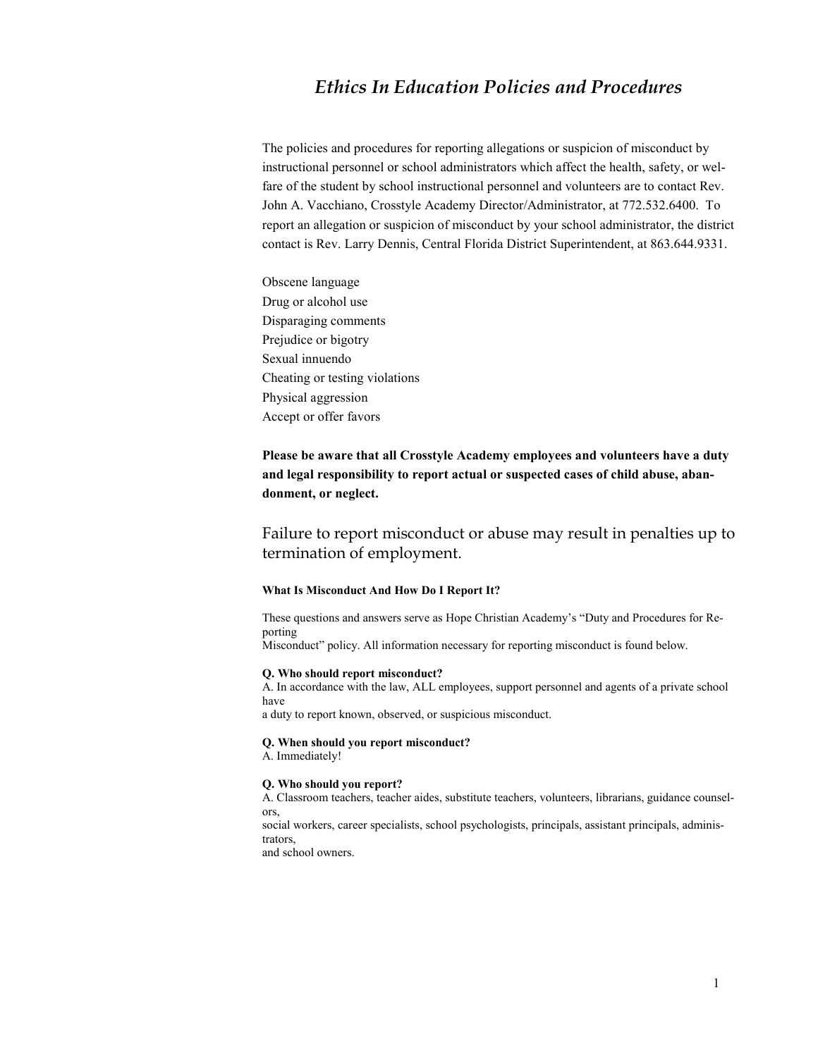# *Ethics In Education Policies and Procedures*

The policies and procedures for reporting allegations or suspicion of misconduct by instructional personnel or school administrators which affect the health, safety, or welfare of the student by school instructional personnel and volunteers are to contact Rev. John A. Vacchiano, Crosstyle Academy Director/Administrator, at 772.532.6400. To report an allegation or suspicion of misconduct by your school administrator, the district contact is Rev. Larry Dennis, Central Florida District Superintendent, at 863.644.9331.

Obscene language
Drug or alcohol use
Disparaging comments
Prejudice or bigotry
Sexual innuendo
Cheating or testing violations
Physical aggression
Accept or offer favors

**Please be aware that all Crosstyle Academy employees and volunteers have a duty and legal responsibility to report actual or suspected cases of child abuse, abandonment, or neglect.**

Failure to report misconduct or abuse may result in penalties up to termination of employment.

**What Is Misconduct And How Do I Report It?**

These questions and answers serve as Hope Christian Academy's "Duty and Procedures for Reporting Misconduct" policy. All information necessary for reporting misconduct is found below.

**Q. Who should report misconduct?**
A. In accordance with the law, ALL employees, support personnel and agents of a private school have a duty to report known, observed, or suspicious misconduct.

**Q. When should you report misconduct?**
A. Immediately!

**Q. Who should you report?**
A. Classroom teachers, teacher aides, substitute teachers, volunteers, librarians, guidance counselors, social workers, career specialists, school psychologists, principals, assistant principals, administrators, and school owners.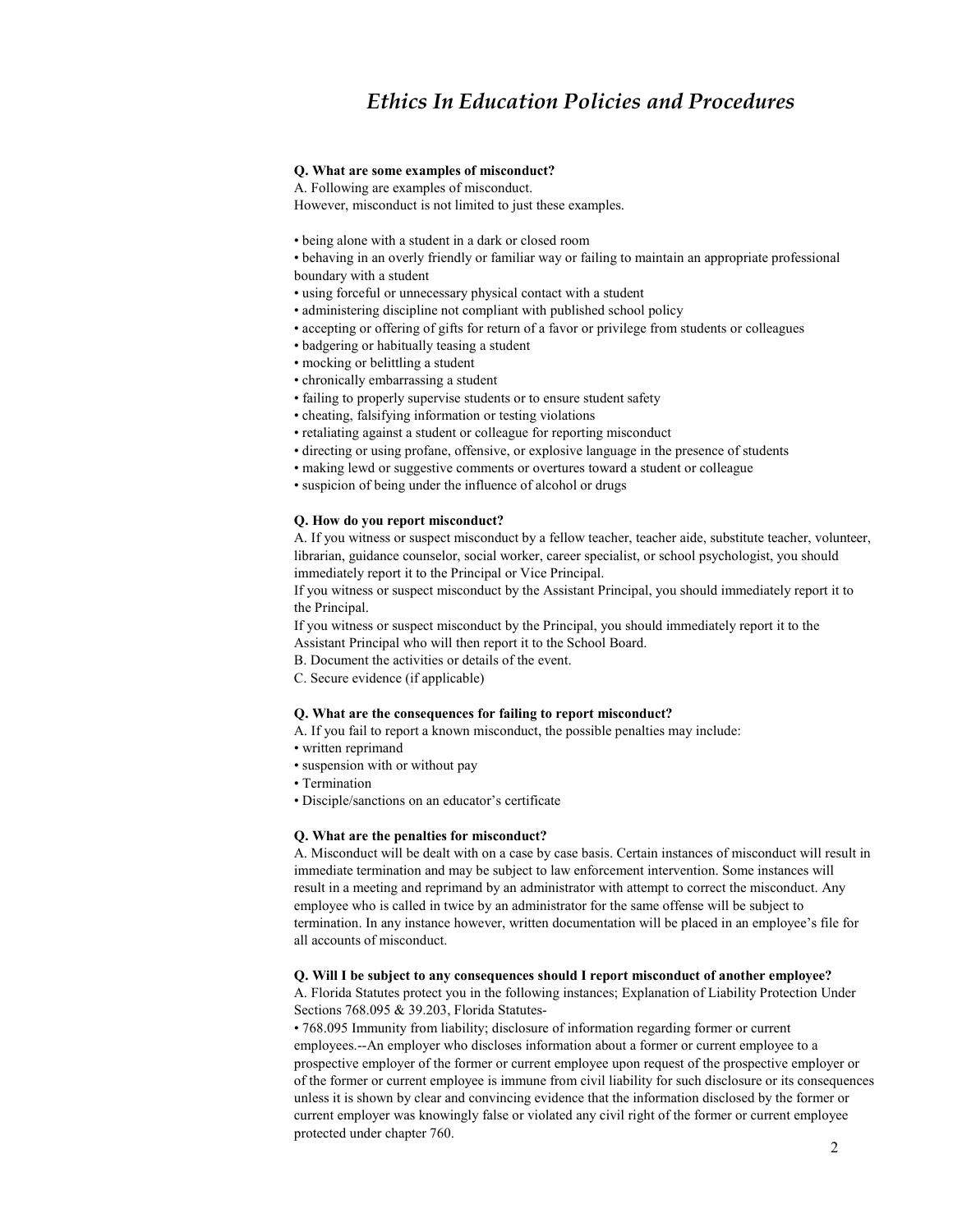# *Ethics In Education Policies and Procedures*

**Q. What are some examples of misconduct?**

A. Following are examples of misconduct.
However, misconduct is not limited to just these examples.

- being alone with a student in a dark or closed room
- behaving in an overly friendly or familiar way or failing to maintain an appropriate professional boundary with a student
- using forceful or unnecessary physical contact with a student
- administering discipline not compliant with published school policy
- accepting or offering of gifts for return of a favor or privilege from students or colleagues
- badgering or habitually teasing a student
- mocking or belittling a student
- chronically embarrassing a student
- failing to properly supervise students or to ensure student safety
- cheating, falsifying information or testing violations
- retaliating against a student or colleague for reporting misconduct
- directing or using profane, offensive, or explosive language in the presence of students
- making lewd or suggestive comments or overtures toward a student or colleague
- suspicion of being under the influence of alcohol or drugs

**Q. How do you report misconduct?**

A. If you witness or suspect misconduct by a fellow teacher, teacher aide, substitute teacher, volunteer, librarian, guidance counselor, social worker, career specialist, or school psychologist, you should immediately report it to the Principal or Vice Principal.
If you witness or suspect misconduct by the Assistant Principal, you should immediately report it to the Principal.
If you witness or suspect misconduct by the Principal, you should immediately report it to the Assistant Principal who will then report it to the School Board.
B. Document the activities or details of the event.
C. Secure evidence (if applicable)

**Q. What are the consequences for failing to report misconduct?**

A. If you fail to report a known misconduct, the possible penalties may include:

- written reprimand
- suspension with or without pay
- Termination
- Disciple/sanctions on an educator's certificate

**Q. What are the penalties for misconduct?**

A. Misconduct will be dealt with on a case by case basis. Certain instances of misconduct will result in immediate termination and may be subject to law enforcement intervention. Some instances will result in a meeting and reprimand by an administrator with attempt to correct the misconduct. Any employee who is called in twice by an administrator for the same offense will be subject to termination. In any instance however, written documentation will be placed in an employee's file for all accounts of misconduct.

**Q. Will I be subject to any consequences should I report misconduct of another employee?**

A. Florida Statutes protect you in the following instances; Explanation of Liability Protection Under Sections 768.095 & 39.203, Florida Statutes-

- 768.095 Immunity from liability; disclosure of information regarding former or current employees.--An employer who discloses information about a former or current employee to a prospective employer of the former or current employee upon request of the prospective employer or of the former or current employee is immune from civil liability for such disclosure or its consequences unless it is shown by clear and convincing evidence that the information disclosed by the former or current employer was knowingly false or violated any civil right of the former or current employee protected under chapter 760.